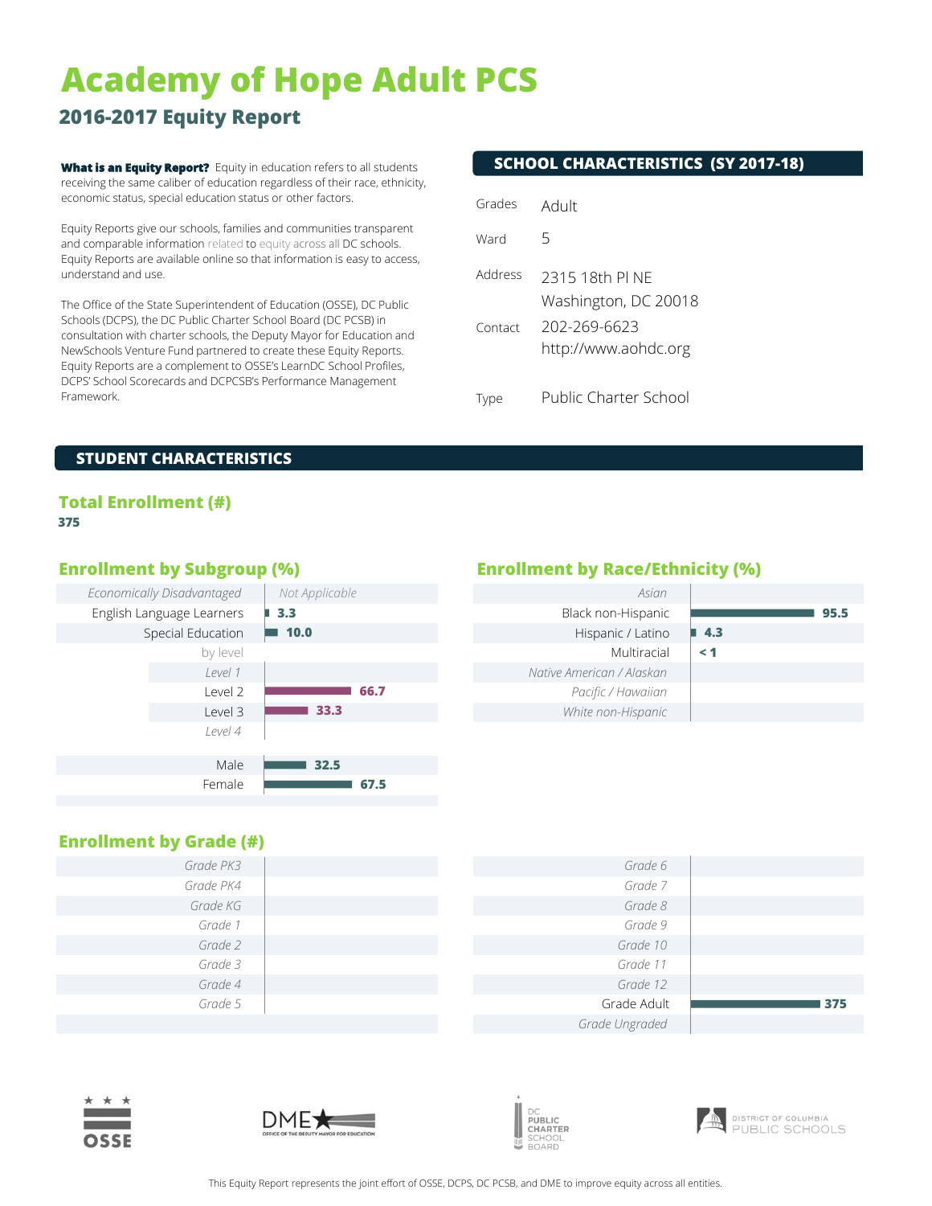# Academy of Hope Adult PCS

## 2016-2017 Equity Report

**What is an Equity Report?** Equity in education refers to all students receiving the same caliber of education regardless of their race, ethnicity, economic status, special education status or other factors.

Equity Reports give our schools, families and communities transparent and comparable information related to equity across all DC schools. Equity Reports are available online so that information is easy to access, understand and use.

The Office of the State Superintendent of Education (OSSE), DC Public Schools (DCPS), the DC Public Charter School Board (DC PCSB) in consultation with charter schools, the Deputy Mayor for Education and NewSchools Venture Fund partnered to create these Equity Reports. Equity Reports are a complement to OSSE's LearnDC School Profiles, DCPS' School Scorecards and DCPCSB's Performance Management Framework.

## SCHOOL CHARACTERISTICS (SY 2017-18)

| | |
|---|---|
| Grades | Adult |
| Ward | 5 |
| Address | 2315 18th Pl NE<br>Washington, DC 20018 |
| Contact | 202-269-6623<br>http://www.aohdc.org |
| Type | Public Charter School |

## STUDENT CHARACTERISTICS

### Total Enrollment (#)

**375**

### Enrollment by Subgroup (%)

| Subgroup | % |
|---|---|
| *Economically Disadvantaged* | *Not Applicable* |
| English Language Learners | 3.3 |
| Special Education | 10.0 |
| by level | |
| *Level 1* | |
| Level 2 | 66.7 |
| Level 3 | 33.3 |
| *Level 4* | |
| Male | 32.5 |
| Female | 67.5 |

### Enrollment by Race/Ethnicity (%)

| Race/Ethnicity | % |
|---|---|
| *Asian* | |
| Black non-Hispanic | 95.5 |
| Hispanic / Latino | 4.3 |
| Multiracial | < 1 |
| *Native American / Alaskan* | |
| *Pacific / Hawaiian* | |
| *White non-Hispanic* | |

### Enrollment by Grade (#)

| Grade | # |
|---|---|
| *Grade PK3* | |
| *Grade PK4* | |
| *Grade KG* | |
| *Grade 1* | |
| *Grade 2* | |
| *Grade 3* | |
| *Grade 4* | |
| *Grade 5* | |
| *Grade 6* | |
| *Grade 7* | |
| *Grade 8* | |
| *Grade 9* | |
| *Grade 10* | |
| *Grade 11* | |
| *Grade 12* | |
| Grade Adult | 375 |
| *Grade Ungraded* | |

This Equity Report represents the joint effort of OSSE, DCPS, DC PCSB, and DME to improve equity across all entities.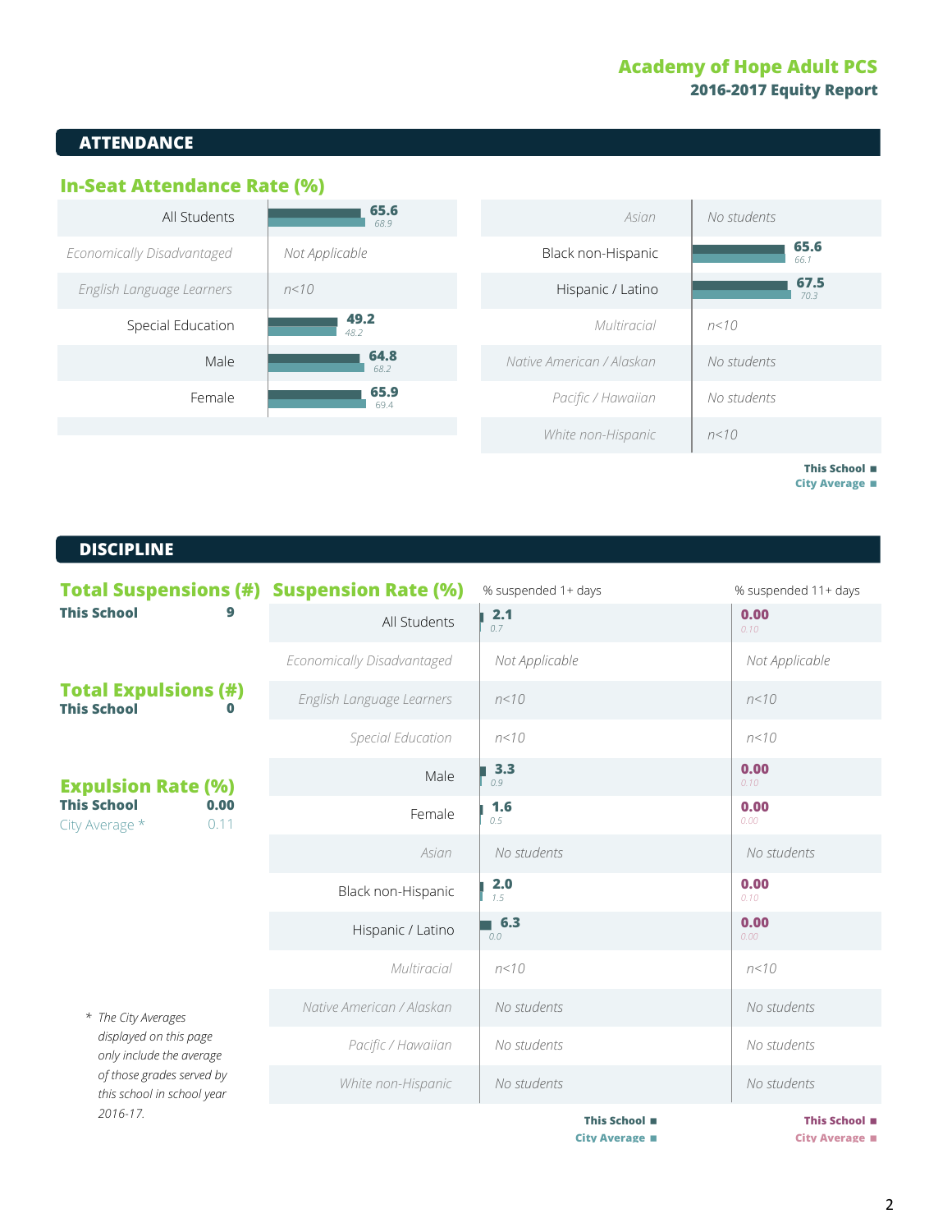# Academy of Hope Adult PCS

## 2016-2017 Equity Report

## ATTENDANCE

### In-Seat Attendance Rate (%)

| Group | This School | City Average |
|---|---|---|
| All Students | 65.6 | 68.9 |
| *Economically Disadvantaged* | *Not Applicable* | |
| *English Language Learners* | *n<10* | |
| Special Education | 49.2 | 48.2 |
| Male | 64.8 | 68.2 |
| Female | 65.9 | 69.4 |

| Group | This School | City Average |
|---|---|---|
| *Asian* | *No students* | |
| Black non-Hispanic | 65.6 | 66.1 |
| Hispanic / Latino | 67.5 | 70.3 |
| *Multiracial* | *n<10* | |
| *Native American / Alaskan* | *No students* | |
| *Pacific / Hawaiian* | *No students* | |
| *White non-Hispanic* | *n<10* | |

**This School** ■
**City Average** ■

## DISCIPLINE

### Total Suspensions (#)

**This School** 9

### Total Expulsions (#)

**This School** 0

### Expulsion Rate (%)

**This School** 0.00
City Average * 0.11

### Suspension Rate (%)

| Group | % suspended 1+ days: This School | % suspended 1+ days: City Average | % suspended 11+ days: This School | % suspended 11+ days: City Average |
|---|---|---|---|---|
| All Students | 2.1 | 0.7 | 0.00 | 0.10 |
| *Economically Disadvantaged* | *Not Applicable* | | *Not Applicable* | |
| *English Language Learners* | *n<10* | | *n<10* | |
| *Special Education* | *n<10* | | *n<10* | |
| Male | 3.3 | 0.9 | 0.00 | 0.10 |
| Female | 1.6 | 0.5 | 0.00 | 0.00 |
| *Asian* | *No students* | | *No students* | |
| Black non-Hispanic | 2.0 | 1.5 | 0.00 | 0.10 |
| Hispanic / Latino | 6.3 | 0.0 | 0.00 | 0.00 |
| *Multiracial* | *n<10* | | *n<10* | |
| *Native American / Alaskan* | *No students* | | *No students* | |
| *Pacific / Hawaiian* | *No students* | | *No students* | |
| *White non-Hispanic* | *No students* | | *No students* | |

**This School** ■
**City Average** ■

\* *The City Averages displayed on this page only include the average of those grades served by this school in school year 2016-17.*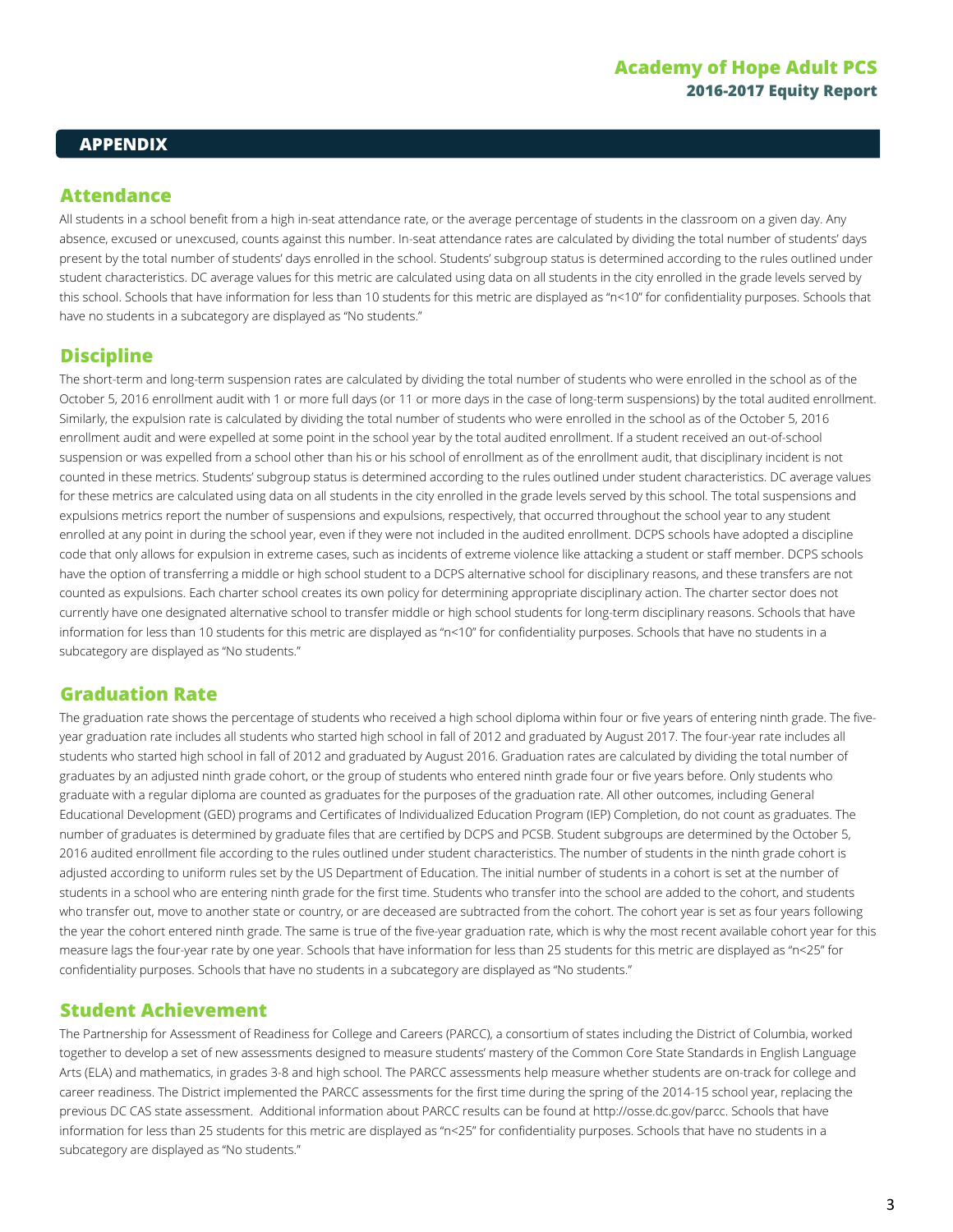## APPENDIX

### Attendance

All students in a school benefit from a high in-seat attendance rate, or the average percentage of students in the classroom on a given day. Any absence, excused or unexcused, counts against this number. In-seat attendance rates are calculated by dividing the total number of students' days present by the total number of students' days enrolled in the school. Students' subgroup status is determined according to the rules outlined under student characteristics. DC average values for this metric are calculated using data on all students in the city enrolled in the grade levels served by this school. Schools that have information for less than 10 students for this metric are displayed as "n<10" for confidentiality purposes. Schools that have no students in a subcategory are displayed as "No students."

### Discipline

The short-term and long-term suspension rates are calculated by dividing the total number of students who were enrolled in the school as of the October 5, 2016 enrollment audit with 1 or more full days (or 11 or more days in the case of long-term suspensions) by the total audited enrollment. Similarly, the expulsion rate is calculated by dividing the total number of students who were enrolled in the school as of the October 5, 2016 enrollment audit and were expelled at some point in the school year by the total audited enrollment. If a student received an out-of-school suspension or was expelled from a school other than his or his school of enrollment as of the enrollment audit, that disciplinary incident is not counted in these metrics. Students' subgroup status is determined according to the rules outlined under student characteristics. DC average values for these metrics are calculated using data on all students in the city enrolled in the grade levels served by this school. The total suspensions and expulsions metrics report the number of suspensions and expulsions, respectively, that occurred throughout the school year to any student enrolled at any point in during the school year, even if they were not included in the audited enrollment. DCPS schools have adopted a discipline code that only allows for expulsion in extreme cases, such as incidents of extreme violence like attacking a student or staff member. DCPS schools have the option of transferring a middle or high school student to a DCPS alternative school for disciplinary reasons, and these transfers are not counted as expulsions. Each charter school creates its own policy for determining appropriate disciplinary action. The charter sector does not currently have one designated alternative school to transfer middle or high school students for long-term disciplinary reasons. Schools that have information for less than 10 students for this metric are displayed as "n<10" for confidentiality purposes. Schools that have no students in a subcategory are displayed as "No students."

### Graduation Rate

The graduation rate shows the percentage of students who received a high school diploma within four or five years of entering ninth grade. The five-year graduation rate includes all students who started high school in fall of 2012 and graduated by August 2017. The four-year rate includes all students who started high school in fall of 2012 and graduated by August 2016. Graduation rates are calculated by dividing the total number of graduates by an adjusted ninth grade cohort, or the group of students who entered ninth grade four or five years before. Only students who graduate with a regular diploma are counted as graduates for the purposes of the graduation rate. All other outcomes, including General Educational Development (GED) programs and Certificates of Individualized Education Program (IEP) Completion, do not count as graduates. The number of graduates is determined by graduate files that are certified by DCPS and PCSB. Student subgroups are determined by the October 5, 2016 audited enrollment file according to the rules outlined under student characteristics. The number of students in the ninth grade cohort is adjusted according to uniform rules set by the US Department of Education. The initial number of students in a cohort is set at the number of students in a school who are entering ninth grade for the first time. Students who transfer into the school are added to the cohort, and students who transfer out, move to another state or country, or are deceased are subtracted from the cohort. The cohort year is set as four years following the year the cohort entered ninth grade. The same is true of the five-year graduation rate, which is why the most recent available cohort year for this measure lags the four-year rate by one year. Schools that have information for less than 25 students for this metric are displayed as "n<25" for confidentiality purposes. Schools that have no students in a subcategory are displayed as "No students."

### Student Achievement

The Partnership for Assessment of Readiness for College and Careers (PARCC), a consortium of states including the District of Columbia, worked together to develop a set of new assessments designed to measure students' mastery of the Common Core State Standards in English Language Arts (ELA) and mathematics, in grades 3-8 and high school. The PARCC assessments help measure whether students are on-track for college and career readiness. The District implemented the PARCC assessments for the first time during the spring of the 2014-15 school year, replacing the previous DC CAS state assessment. Additional information about PARCC results can be found at http://osse.dc.gov/parcc. Schools that have information for less than 25 students for this metric are displayed as "n<25" for confidentiality purposes. Schools that have no students in a subcategory are displayed as "No students."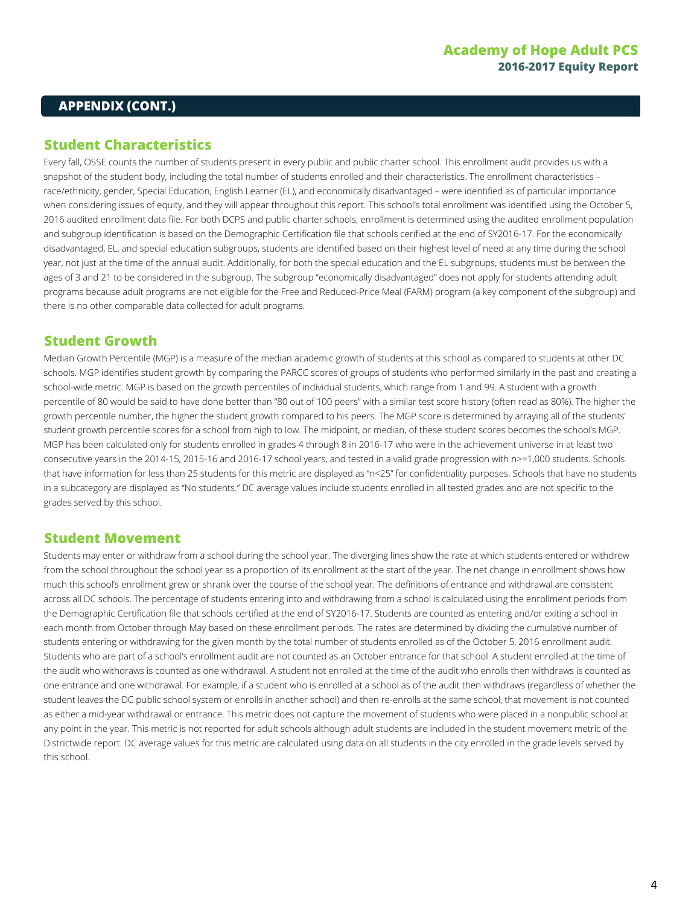## APPENDIX (CONT.)

### Student Characteristics

Every fall, OSSE counts the number of students present in every public and public charter school. This enrollment audit provides us with a snapshot of the student body, including the total number of students enrolled and their characteristics. The enrollment characteristics – race/ethnicity, gender, Special Education, English Learner (EL), and economically disadvantaged – were identified as of particular importance when considering issues of equity, and they will appear throughout this report. This school's total enrollment was identified using the October 5, 2016 audited enrollment data file. For both DCPS and public charter schools, enrollment is determined using the audited enrollment population and subgroup identification is based on the Demographic Certification file that schools cerified at the end of SY2016-17. For the economically disadvantaged, EL, and special education subgroups, students are identified based on their highest level of need at any time during the school year, not just at the time of the annual audit. Additionally, for both the special education and the EL subgroups, students must be between the ages of 3 and 21 to be considered in the subgroup. The subgroup "economically disadvantaged" does not apply for students attending adult programs because adult programs are not eligible for the Free and Reduced-Price Meal (FARM) program (a key component of the subgroup) and there is no other comparable data collected for adult programs.

### Student Growth

Median Growth Percentile (MGP) is a measure of the median academic growth of students at this school as compared to students at other DC schools. MGP identifies student growth by comparing the PARCC scores of groups of students who performed similarly in the past and creating a school-wide metric. MGP is based on the growth percentiles of individual students, which range from 1 and 99. A student with a growth percentile of 80 would be said to have done better than "80 out of 100 peers" with a similar test score history (often read as 80%). The higher the growth percentile number, the higher the student growth compared to his peers. The MGP score is determined by arraying all of the students' student growth percentile scores for a school from high to low. The midpoint, or median, of these student scores becomes the school's MGP. MGP has been calculated only for students enrolled in grades 4 through 8 in 2016-17 who were in the achievement universe in at least two consecutive years in the 2014-15, 2015-16 and 2016-17 school years, and tested in a valid grade progression with n>=1,000 students. Schools that have information for less than 25 students for this metric are displayed as "n<25" for confidentiality purposes. Schools that have no students in a subcategory are displayed as "No students." DC average values include students enrolled in all tested grades and are not specific to the grades served by this school.

### Student Movement

Students may enter or withdraw from a school during the school year. The diverging lines show the rate at which students entered or withdrew from the school throughout the school year as a proportion of its enrollment at the start of the year. The net change in enrollment shows how much this school's enrollment grew or shrank over the course of the school year. The definitions of entrance and withdrawal are consistent across all DC schools. The percentage of students entering into and withdrawing from a school is calculated using the enrollment periods from the Demographic Certification file that schools certified at the end of SY2016-17. Students are counted as entering and/or exiting a school in each month from October through May based on these enrollment periods. The rates are determined by dividing the cumulative number of students entering or withdrawing for the given month by the total number of students enrolled as of the October 5, 2016 enrollment audit. Students who are part of a school's enrollment audit are not counted as an October entrance for that school. A student enrolled at the time of the audit who withdraws is counted as one withdrawal. A student not enrolled at the time of the audit who enrolls then withdraws is counted as one entrance and one withdrawal. For example, if a student who is enrolled at a school as of the audit then withdraws (regardless of whether the student leaves the DC public school system or enrolls in another school) and then re-enrolls at the same school, that movement is not counted as either a mid-year withdrawal or entrance. This metric does not capture the movement of students who were placed in a nonpublic school at any point in the year. This metric is not reported for adult schools although adult students are included in the student movement metric of the Districtwide report. DC average values for this metric are calculated using data on all students in the city enrolled in the grade levels served by this school.